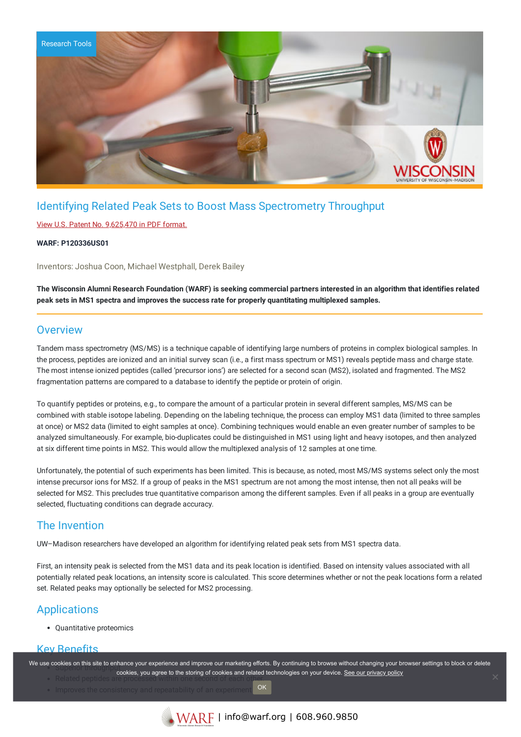Research Tools

# Identifying Related Peak Sets to Boost Mass Spectrometry Throughput

View U.S. Patent No. 9,625,470 in PDF format.

**WARF: P120336US01**

Inventors: Joshua Coon, Michael Westphall, Derek Bailey

**The Wisconsin Alumni Research Foundation (WARF) is seeking commercial partners interested in an algorithm that identifies related peak sets in MS1 spectra and improves the success rate for properly quantitating multiplexed samples.**

## Overview

Tandem mass spectrometry (MS/MS) is a technique capable of identifying large numbers of proteins in complex biological samples. In the process, peptides are ionized and an initial survey scan (i.e., a first mass spectrum or MS1) reveals peptide mass and charge state. The most intense ionized peptides (called 'precursor ions') are selected for a second scan (MS2), isolated and fragmented. The MS2 fragmentation patterns are compared to a database to identify the peptide or protein of origin.

To quantify peptides or proteins, e.g., to compare the amount of a particular protein in several different samples, MS/MS can be combined with stable isotope labeling. Depending on the labeling technique, the process can employ MS1 data (limited to three samples at once) or MS2 data (limited to eight samples at once). Combining techniques would enable an even greater number of samples to be analyzed simultaneously. For example, bio-duplicates could be distinguished in MS1 using light and heavy isotopes, and then analyzed at six different time points in MS2. This would allow the multiplexed analysis of 12 samples at one time.

Unfortunately, the potential of such experiments has been limited. This is because, as noted, most MS/MS systems select only the most intense precursor ions for MS2. If a group of peaks in the MS1 spectrum are not among the most intense, then not all peaks will be selected for MS2. This precludes true quantitative comparison among the different samples. Even if all peaks in a group are eventually selected, fluctuating conditions can degrade accuracy.

## The Invention

UW–Madison researchers have developed an algorithm for identifying related peak sets from MS1 spectra data.

First, an intensity peak is selected from the MS1 data and its peak location is identified. Based on intensity values associated with all potentially related peak locations, an intensity score is calculated. This score determines whether or not the peak locations form a related set. Related peaks may optionally be selected for MS2 processing.

## Applications

- Quantitative proteomics

## Key Benefits

- Superior throughput
- Related peptides are processed within one second of each other
- Improves the consistency and repeatability of an experiment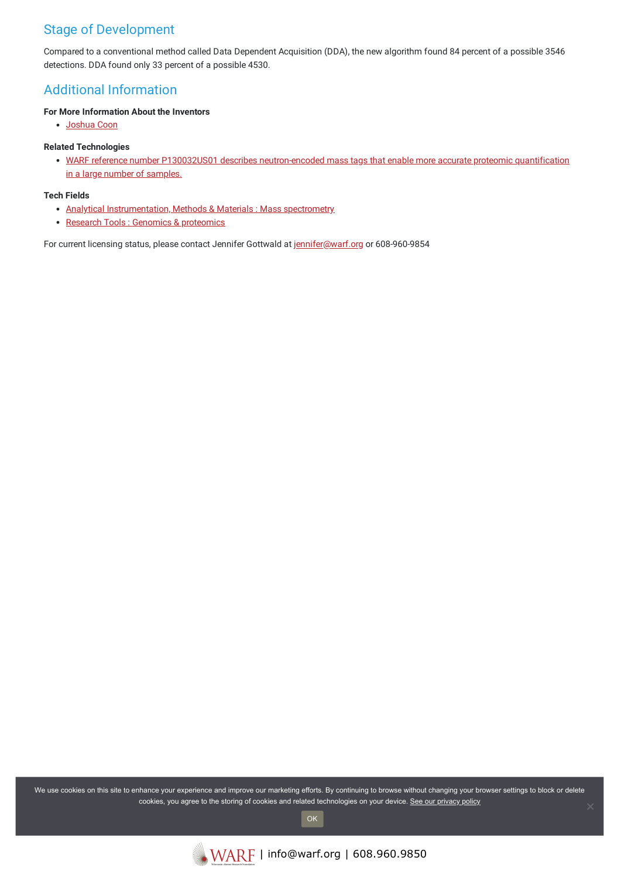## Stage of Development

Compared to a conventional method called Data Dependent Acquisition (DDA), the new algorithm found 84 percent of a possible 3546 detections. DDA found only 33 percent of a possible 4530.

## Additional Information

**For More Information About the Inventors**

- Joshua Coon

**Related Technologies**

- WARF reference number P130032US01 describes neutron-encoded mass tags that enable more accurate proteomic quantification in a large number of samples.

**Tech Fields**

- Analytical Instrumentation, Methods & Materials : Mass spectrometry
- Research Tools : Genomics & proteomics

For current licensing status, please contact Jennifer Gottwald at jennifer@warf.org or 608-960-9854